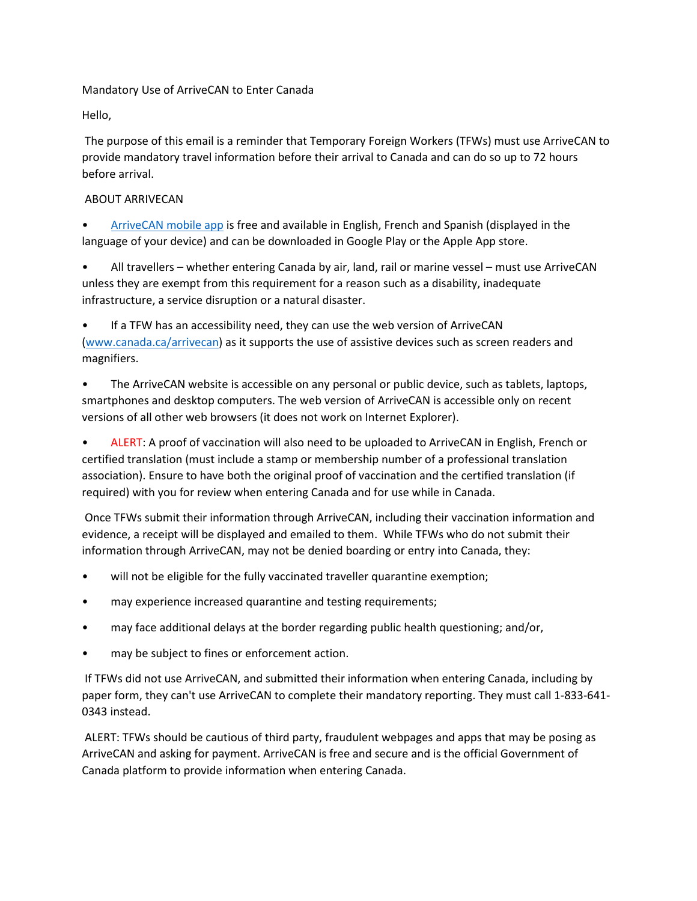# Mandatory Use of ArriveCAN to Enter Canada

Hello,

The purpose of this email is a reminder that Temporary Foreign Workers (TFWs) must use ArriveCAN to provide mandatory travel information before their arrival to Canada and can do so up to 72 hours before arrival.

## ABOUT ARRIVECAN

- ArriveCAN mobile app is free and available in English, French and Spanish (displayed in the language of your device) and can be downloaded in Google Play or the Apple App store.
- All travellers – whether entering Canada by air, land, rail or marine vessel – must use ArriveCAN unless they are exempt from this requirement for a reason such as a disability, inadequate infrastructure, a service disruption or a natural disaster.
- If a TFW has an accessibility need, they can use the web version of ArriveCAN (www.canada.ca/arrivecan) as it supports the use of assistive devices such as screen readers and magnifiers.
- The ArriveCAN website is accessible on any personal or public device, such as tablets, laptops, smartphones and desktop computers. The web version of ArriveCAN is accessible only on recent versions of all other web browsers (it does not work on Internet Explorer).
- ALERT: A proof of vaccination will also need to be uploaded to ArriveCAN in English, French or certified translation (must include a stamp or membership number of a professional translation association). Ensure to have both the original proof of vaccination and the certified translation (if required) with you for review when entering Canada and for use while in Canada.

Once TFWs submit their information through ArriveCAN, including their vaccination information and evidence, a receipt will be displayed and emailed to them. While TFWs who do not submit their information through ArriveCAN, may not be denied boarding or entry into Canada, they:

- will not be eligible for the fully vaccinated traveller quarantine exemption;
- may experience increased quarantine and testing requirements;
- may face additional delays at the border regarding public health questioning; and/or,
- may be subject to fines or enforcement action.

If TFWs did not use ArriveCAN, and submitted their information when entering Canada, including by paper form, they can't use ArriveCAN to complete their mandatory reporting. They must call 1-833-641-0343 instead.

ALERT: TFWs should be cautious of third party, fraudulent webpages and apps that may be posing as ArriveCAN and asking for payment. ArriveCAN is free and secure and is the official Government of Canada platform to provide information when entering Canada.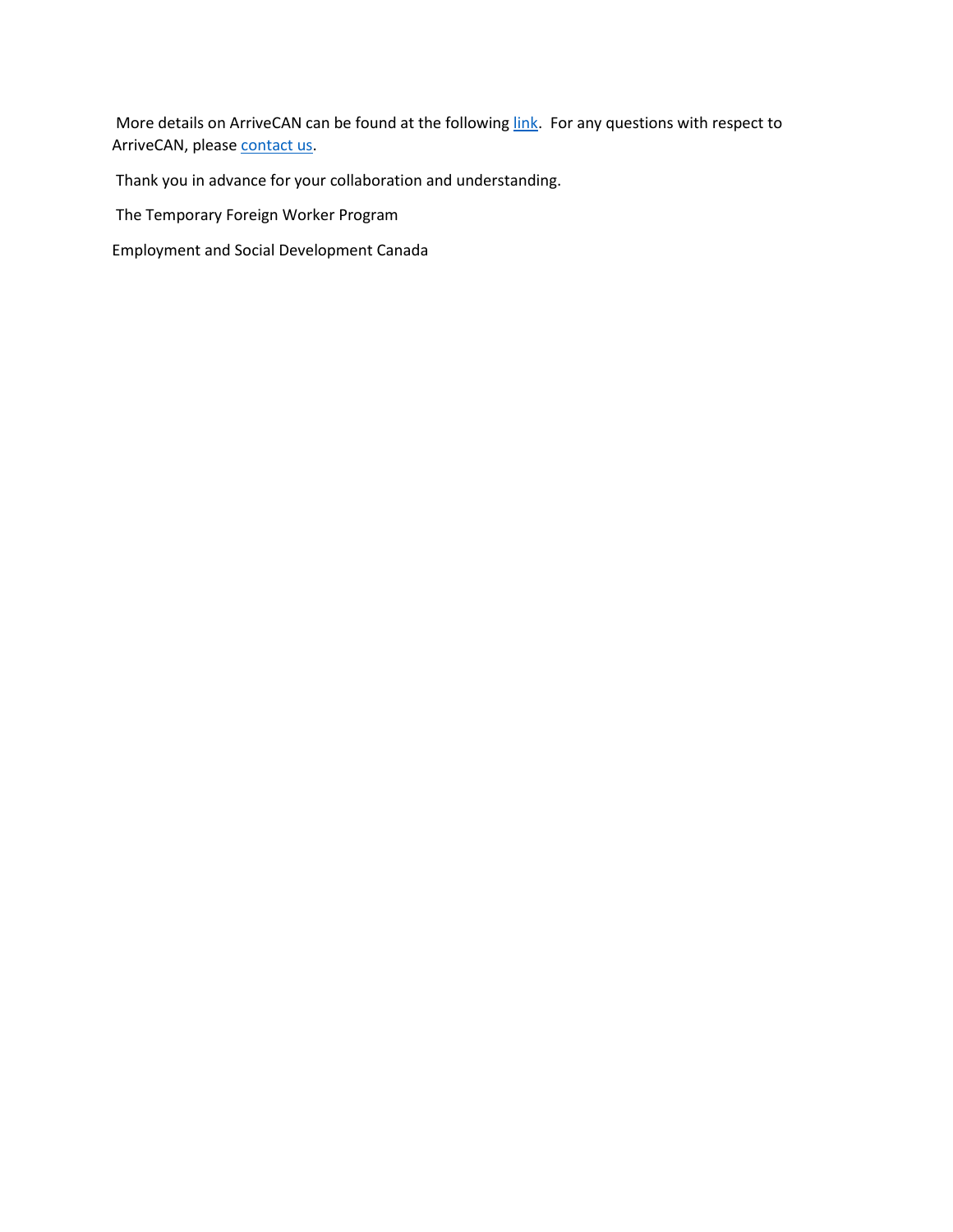More details on ArriveCAN can be found at the following link. For any questions with respect to ArriveCAN, please contact us.

Thank you in advance for your collaboration and understanding.

The Temporary Foreign Worker Program

Employment and Social Development Canada